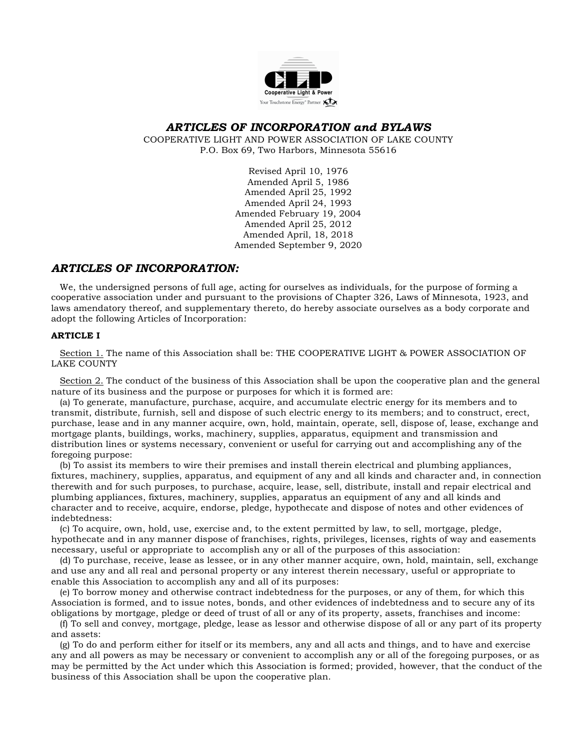# *ARTICLES OF INCORPORATION and BYLAWS*

COOPERATIVE LIGHT AND POWER ASSOCIATION OF LAKE COUNTY
P.O. Box 69, Two Harbors, Minnesota 55616

Revised April 10, 1976
Amended April 5, 1986
Amended April 25, 1992
Amended April 24, 1993
Amended February 19, 2004
Amended April 25, 2012
Amended April, 18, 2018
Amended September 9, 2020

## *ARTICLES OF INCORPORATION:*

We, the undersigned persons of full age, acting for ourselves as individuals, for the purpose of forming a cooperative association under and pursuant to the provisions of Chapter 326, Laws of Minnesota, 1923, and laws amendatory thereof, and supplementary thereto, do hereby associate ourselves as a body corporate and adopt the following Articles of Incorporation:

### ARTICLE I

Section 1. The name of this Association shall be: THE COOPERATIVE LIGHT & POWER ASSOCIATION OF LAKE COUNTY

Section 2. The conduct of the business of this Association shall be upon the cooperative plan and the general nature of its business and the purpose or purposes for which it is formed are:

(a) To generate, manufacture, purchase, acquire, and accumulate electric energy for its members and to transmit, distribute, furnish, sell and dispose of such electric energy to its members; and to construct, erect, purchase, lease and in any manner acquire, own, hold, maintain, operate, sell, dispose of, lease, exchange and mortgage plants, buildings, works, machinery, supplies, apparatus, equipment and transmission and distribution lines or systems necessary, convenient or useful for carrying out and accomplishing any of the foregoing purpose:

(b) To assist its members to wire their premises and install therein electrical and plumbing appliances, fixtures, machinery, supplies, apparatus, and equipment of any and all kinds and character and, in connection therewith and for such purposes, to purchase, acquire, lease, sell, distribute, install and repair electrical and plumbing appliances, fixtures, machinery, supplies, apparatus an equipment of any and all kinds and character and to receive, acquire, endorse, pledge, hypothecate and dispose of notes and other evidences of indebtedness:

(c) To acquire, own, hold, use, exercise and, to the extent permitted by law, to sell, mortgage, pledge, hypothecate and in any manner dispose of franchises, rights, privileges, licenses, rights of way and easements necessary, useful or appropriate to accomplish any or all of the purposes of this association:

(d) To purchase, receive, lease as lessee, or in any other manner acquire, own, hold, maintain, sell, exchange and use any and all real and personal property or any interest therein necessary, useful or appropriate to enable this Association to accomplish any and all of its purposes:

(e) To borrow money and otherwise contract indebtedness for the purposes, or any of them, for which this Association is formed, and to issue notes, bonds, and other evidences of indebtedness and to secure any of its obligations by mortgage, pledge or deed of trust of all or any of its property, assets, franchises and income:

(f) To sell and convey, mortgage, pledge, lease as lessor and otherwise dispose of all or any part of its property and assets:

(g) To do and perform either for itself or its members, any and all acts and things, and to have and exercise any and all powers as may be necessary or convenient to accomplish any or all of the foregoing purposes, or as may be permitted by the Act under which this Association is formed; provided, however, that the conduct of the business of this Association shall be upon the cooperative plan.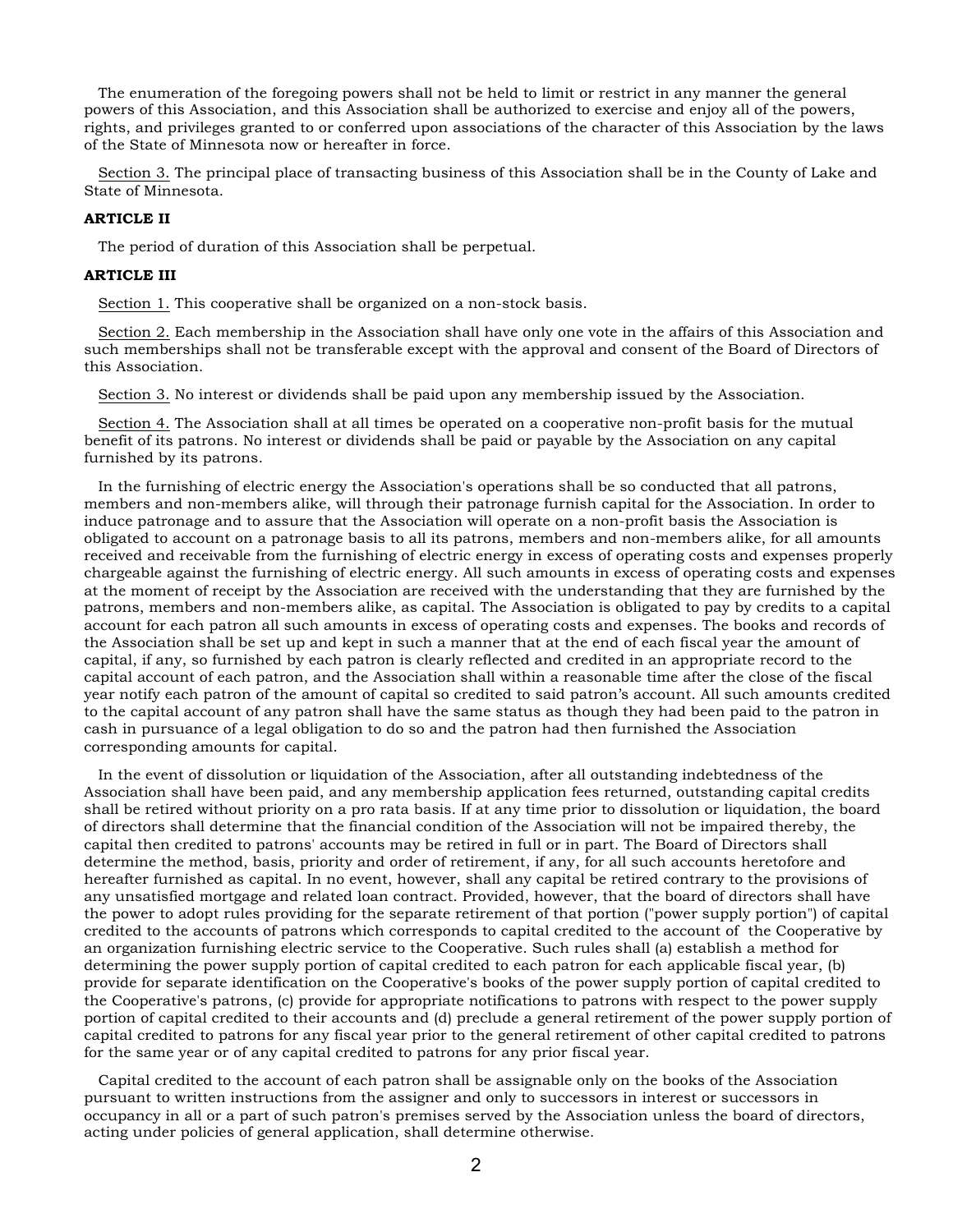The enumeration of the foregoing powers shall not be held to limit or restrict in any manner the general powers of this Association, and this Association shall be authorized to exercise and enjoy all of the powers, rights, and privileges granted to or conferred upon associations of the character of this Association by the laws of the State of Minnesota now or hereafter in force.

<u>Section 3.</u> The principal place of transacting business of this Association shall be in the County of Lake and State of Minnesota.

**ARTICLE II**

The period of duration of this Association shall be perpetual.

**ARTICLE III**

<u>Section 1.</u> This cooperative shall be organized on a non-stock basis.

<u>Section 2.</u> Each membership in the Association shall have only one vote in the affairs of this Association and such memberships shall not be transferable except with the approval and consent of the Board of Directors of this Association.

<u>Section 3.</u> No interest or dividends shall be paid upon any membership issued by the Association.

<u>Section 4.</u> The Association shall at all times be operated on a cooperative non-profit basis for the mutual benefit of its patrons. No interest or dividends shall be paid or payable by the Association on any capital furnished by its patrons.

In the furnishing of electric energy the Association's operations shall be so conducted that all patrons, members and non-members alike, will through their patronage furnish capital for the Association. In order to induce patronage and to assure that the Association will operate on a non-profit basis the Association is obligated to account on a patronage basis to all its patrons, members and non-members alike, for all amounts received and receivable from the furnishing of electric energy in excess of operating costs and expenses properly chargeable against the furnishing of electric energy. All such amounts in excess of operating costs and expenses at the moment of receipt by the Association are received with the understanding that they are furnished by the patrons, members and non-members alike, as capital. The Association is obligated to pay by credits to a capital account for each patron all such amounts in excess of operating costs and expenses. The books and records of the Association shall be set up and kept in such a manner that at the end of each fiscal year the amount of capital, if any, so furnished by each patron is clearly reflected and credited in an appropriate record to the capital account of each patron, and the Association shall within a reasonable time after the close of the fiscal year notify each patron of the amount of capital so credited to said patron's account. All such amounts credited to the capital account of any patron shall have the same status as though they had been paid to the patron in cash in pursuance of a legal obligation to do so and the patron had then furnished the Association corresponding amounts for capital.

In the event of dissolution or liquidation of the Association, after all outstanding indebtedness of the Association shall have been paid, and any membership application fees returned, outstanding capital credits shall be retired without priority on a pro rata basis. If at any time prior to dissolution or liquidation, the board of directors shall determine that the financial condition of the Association will not be impaired thereby, the capital then credited to patrons' accounts may be retired in full or in part. The Board of Directors shall determine the method, basis, priority and order of retirement, if any, for all such accounts heretofore and hereafter furnished as capital. In no event, however, shall any capital be retired contrary to the provisions of any unsatisfied mortgage and related loan contract. Provided, however, that the board of directors shall have the power to adopt rules providing for the separate retirement of that portion ("power supply portion") of capital credited to the accounts of patrons which corresponds to capital credited to the account of the Cooperative by an organization furnishing electric service to the Cooperative. Such rules shall (a) establish a method for determining the power supply portion of capital credited to each patron for each applicable fiscal year, (b) provide for separate identification on the Cooperative's books of the power supply portion of capital credited to the Cooperative's patrons, (c) provide for appropriate notifications to patrons with respect to the power supply portion of capital credited to their accounts and (d) preclude a general retirement of the power supply portion of capital credited to patrons for any fiscal year prior to the general retirement of other capital credited to patrons for the same year or of any capital credited to patrons for any prior fiscal year.

Capital credited to the account of each patron shall be assignable only on the books of the Association pursuant to written instructions from the assigner and only to successors in interest or successors in occupancy in all or a part of such patron's premises served by the Association unless the board of directors, acting under policies of general application, shall determine otherwise.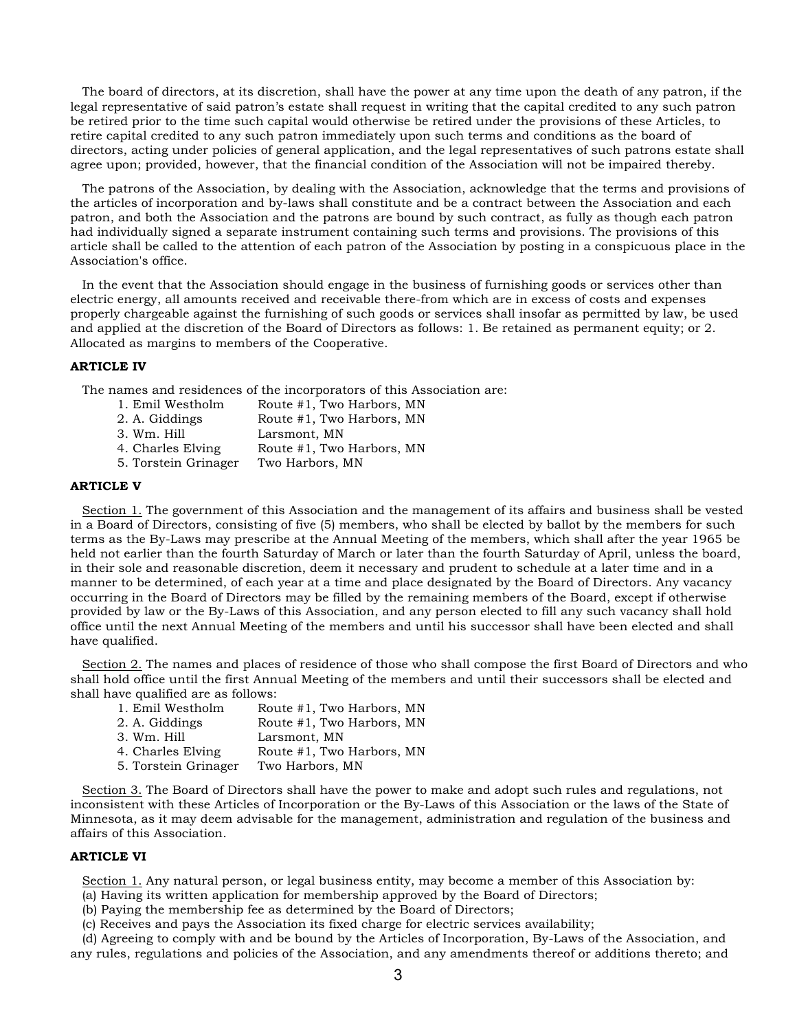The board of directors, at its discretion, shall have the power at any time upon the death of any patron, if the legal representative of said patron's estate shall request in writing that the capital credited to any such patron be retired prior to the time such capital would otherwise be retired under the provisions of these Articles, to retire capital credited to any such patron immediately upon such terms and conditions as the board of directors, acting under policies of general application, and the legal representatives of such patrons estate shall agree upon; provided, however, that the financial condition of the Association will not be impaired thereby.

The patrons of the Association, by dealing with the Association, acknowledge that the terms and provisions of the articles of incorporation and by-laws shall constitute and be a contract between the Association and each patron, and both the Association and the patrons are bound by such contract, as fully as though each patron had individually signed a separate instrument containing such terms and provisions. The provisions of this article shall be called to the attention of each patron of the Association by posting in a conspicuous place in the Association's office.

In the event that the Association should engage in the business of furnishing goods or services other than electric energy, all amounts received and receivable there-from which are in excess of costs and expenses properly chargeable against the furnishing of such goods or services shall insofar as permitted by law, be used and applied at the discretion of the Board of Directors as follows: 1. Be retained as permanent equity; or 2. Allocated as margins to members of the Cooperative.

**ARTICLE IV**

The names and residences of the incorporators of this Association are:

1. Emil Westholm    Route #1, Two Harbors, MN
2. A. Giddings    Route #1, Two Harbors, MN
3. Wm. Hill    Larsmont, MN
4. Charles Elving    Route #1, Two Harbors, MN
5. Torstein Grinager    Two Harbors, MN

**ARTICLE V**

Section 1. The government of this Association and the management of its affairs and business shall be vested in a Board of Directors, consisting of five (5) members, who shall be elected by ballot by the members for such terms as the By-Laws may prescribe at the Annual Meeting of the members, which shall after the year 1965 be held not earlier than the fourth Saturday of March or later than the fourth Saturday of April, unless the board, in their sole and reasonable discretion, deem it necessary and prudent to schedule at a later time and in a manner to be determined, of each year at a time and place designated by the Board of Directors. Any vacancy occurring in the Board of Directors may be filled by the remaining members of the Board, except if otherwise provided by law or the By-Laws of this Association, and any person elected to fill any such vacancy shall hold office until the next Annual Meeting of the members and until his successor shall have been elected and shall have qualified.

Section 2. The names and places of residence of those who shall compose the first Board of Directors and who shall hold office until the first Annual Meeting of the members and until their successors shall be elected and shall have qualified are as follows:

1. Emil Westholm    Route #1, Two Harbors, MN
2. A. Giddings    Route #1, Two Harbors, MN
3. Wm. Hill    Larsmont, MN
4. Charles Elving    Route #1, Two Harbors, MN
5. Torstein Grinager    Two Harbors, MN

Section 3. The Board of Directors shall have the power to make and adopt such rules and regulations, not inconsistent with these Articles of Incorporation or the By-Laws of this Association or the laws of the State of Minnesota, as it may deem advisable for the management, administration and regulation of the business and affairs of this Association.

**ARTICLE VI**

Section 1. Any natural person, or legal business entity, may become a member of this Association by:

(a) Having its written application for membership approved by the Board of Directors;
(b) Paying the membership fee as determined by the Board of Directors;
(c) Receives and pays the Association its fixed charge for electric services availability;
(d) Agreeing to comply with and be bound by the Articles of Incorporation, By-Laws of the Association, and any rules, regulations and policies of the Association, and any amendments thereof or additions thereto; and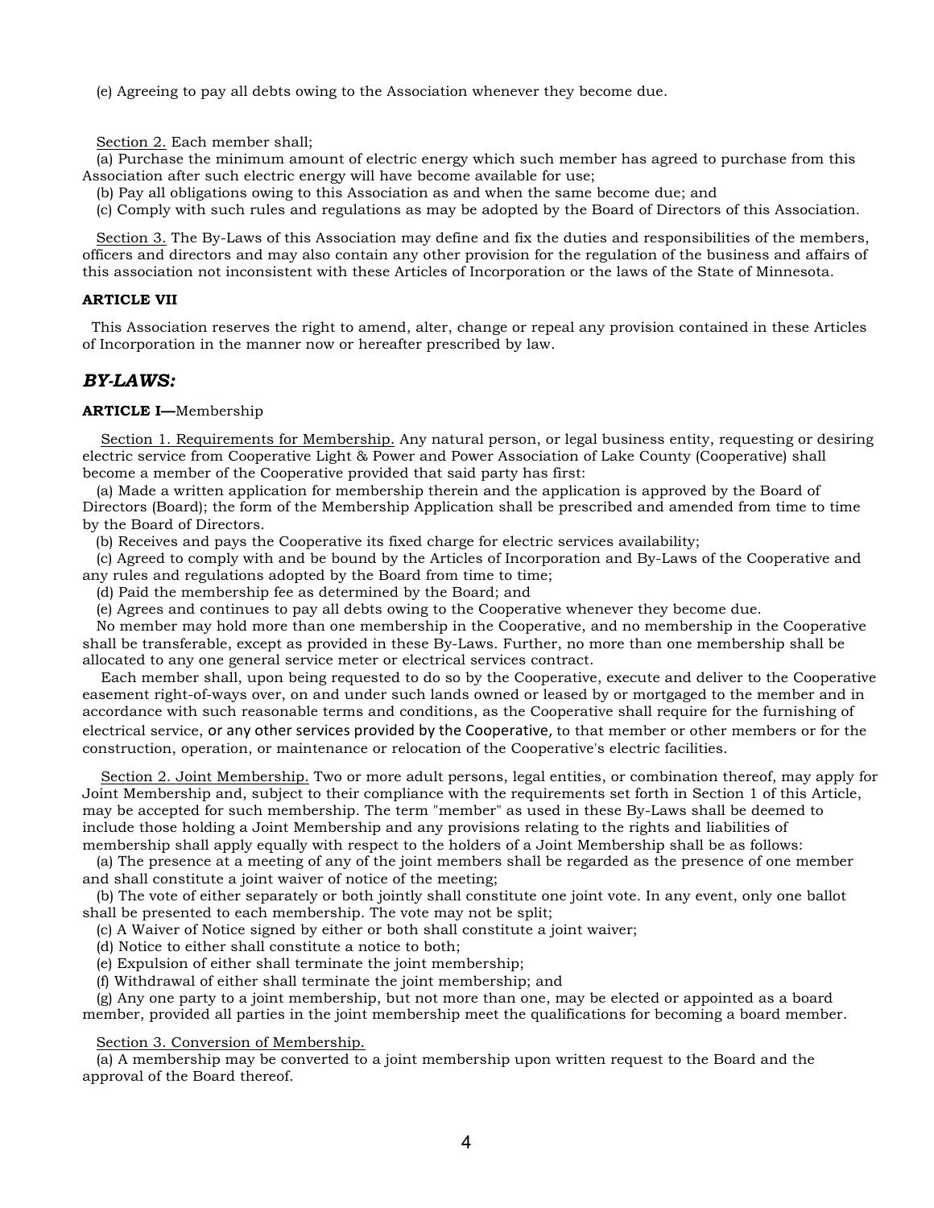(e) Agreeing to pay all debts owing to the Association whenever they become due.

Section 2. Each member shall;

(a) Purchase the minimum amount of electric energy which such member has agreed to purchase from this Association after such electric energy will have become available for use;

(b) Pay all obligations owing to this Association as and when the same become due; and

(c) Comply with such rules and regulations as may be adopted by the Board of Directors of this Association.

Section 3. The By-Laws of this Association may define and fix the duties and responsibilities of the members, officers and directors and may also contain any other provision for the regulation of the business and affairs of this association not inconsistent with these Articles of Incorporation or the laws of the State of Minnesota.

**ARTICLE VII**

This Association reserves the right to amend, alter, change or repeal any provision contained in these Articles of Incorporation in the manner now or hereafter prescribed by law.

## *BY-LAWS:*

**ARTICLE I—**Membership

Section 1. Requirements for Membership. Any natural person, or legal business entity, requesting or desiring electric service from Cooperative Light & Power and Power Association of Lake County (Cooperative) shall become a member of the Cooperative provided that said party has first:

(a) Made a written application for membership therein and the application is approved by the Board of Directors (Board); the form of the Membership Application shall be prescribed and amended from time to time by the Board of Directors.

(b) Receives and pays the Cooperative its fixed charge for electric services availability;

(c) Agreed to comply with and be bound by the Articles of Incorporation and By-Laws of the Cooperative and any rules and regulations adopted by the Board from time to time;

(d) Paid the membership fee as determined by the Board; and

(e) Agrees and continues to pay all debts owing to the Cooperative whenever they become due.

No member may hold more than one membership in the Cooperative, and no membership in the Cooperative shall be transferable, except as provided in these By-Laws. Further, no more than one membership shall be allocated to any one general service meter or electrical services contract.

Each member shall, upon being requested to do so by the Cooperative, execute and deliver to the Cooperative easement right-of-ways over, on and under such lands owned or leased by or mortgaged to the member and in accordance with such reasonable terms and conditions, as the Cooperative shall require for the furnishing of electrical service, or any other services provided by the Cooperative, to that member or other members or for the construction, operation, or maintenance or relocation of the Cooperative's electric facilities.

Section 2. Joint Membership. Two or more adult persons, legal entities, or combination thereof, may apply for Joint Membership and, subject to their compliance with the requirements set forth in Section 1 of this Article, may be accepted for such membership. The term "member" as used in these By-Laws shall be deemed to include those holding a Joint Membership and any provisions relating to the rights and liabilities of membership shall apply equally with respect to the holders of a Joint Membership shall be as follows:

(a) The presence at a meeting of any of the joint members shall be regarded as the presence of one member and shall constitute a joint waiver of notice of the meeting;

(b) The vote of either separately or both jointly shall constitute one joint vote. In any event, only one ballot shall be presented to each membership. The vote may not be split;

(c) A Waiver of Notice signed by either or both shall constitute a joint waiver;

(d) Notice to either shall constitute a notice to both;

(e) Expulsion of either shall terminate the joint membership;

(f) Withdrawal of either shall terminate the joint membership; and

(g) Any one party to a joint membership, but not more than one, may be elected or appointed as a board member, provided all parties in the joint membership meet the qualifications for becoming a board member.

Section 3. Conversion of Membership.

(a) A membership may be converted to a joint membership upon written request to the Board and the approval of the Board thereof.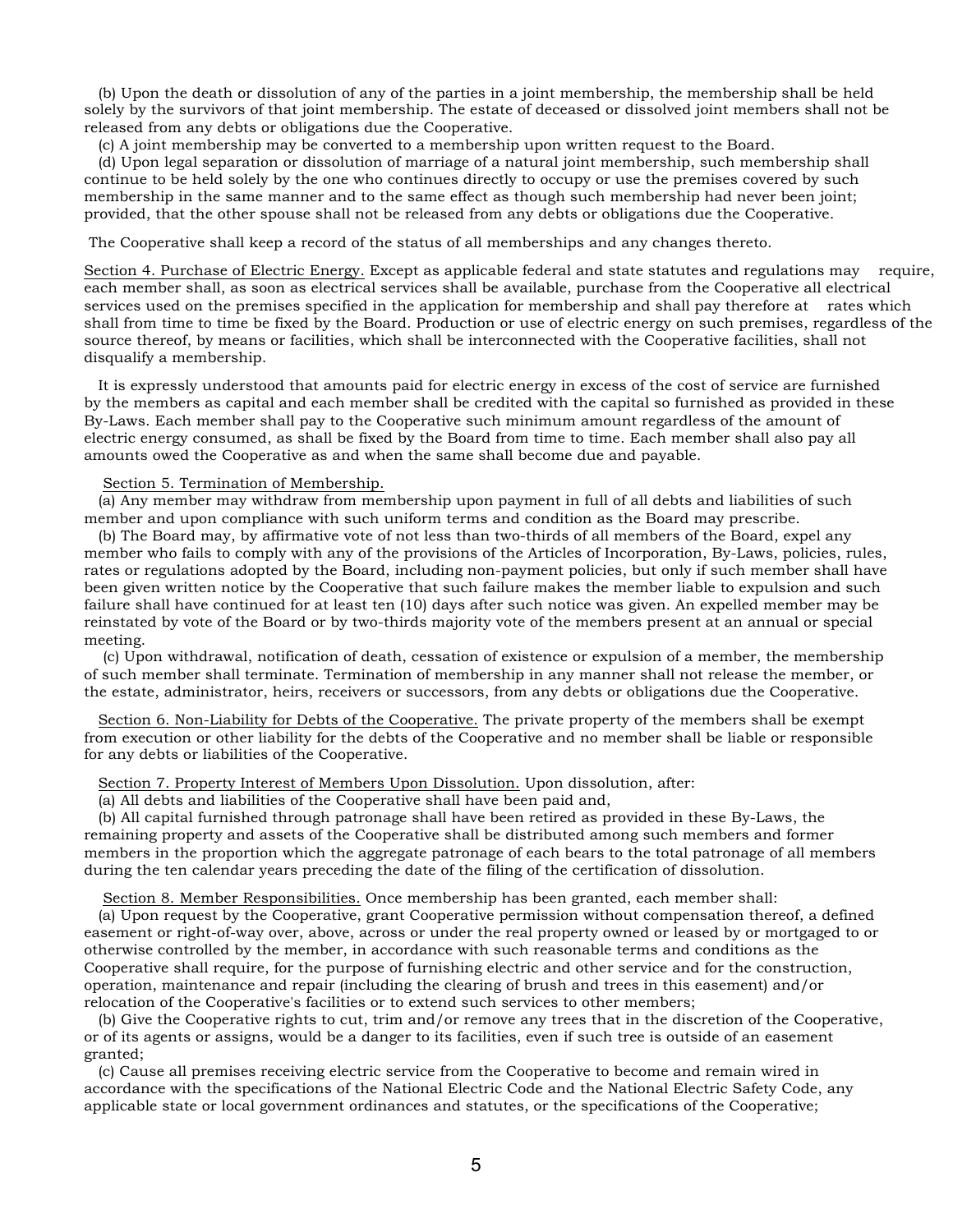(b) Upon the death or dissolution of any of the parties in a joint membership, the membership shall be held solely by the survivors of that joint membership. The estate of deceased or dissolved joint members shall not be released from any debts or obligations due the Cooperative.

(c) A joint membership may be converted to a membership upon written request to the Board.

(d) Upon legal separation or dissolution of marriage of a natural joint membership, such membership shall continue to be held solely by the one who continues directly to occupy or use the premises covered by such membership in the same manner and to the same effect as though such membership had never been joint; provided, that the other spouse shall not be released from any debts or obligations due the Cooperative.

The Cooperative shall keep a record of the status of all memberships and any changes thereto.

Section 4. Purchase of Electric Energy. Except as applicable federal and state statutes and regulations may require, each member shall, as soon as electrical services shall be available, purchase from the Cooperative all electrical services used on the premises specified in the application for membership and shall pay therefore at rates which shall from time to time be fixed by the Board. Production or use of electric energy on such premises, regardless of the source thereof, by means or facilities, which shall be interconnected with the Cooperative facilities, shall not disqualify a membership.

It is expressly understood that amounts paid for electric energy in excess of the cost of service are furnished by the members as capital and each member shall be credited with the capital so furnished as provided in these By-Laws. Each member shall pay to the Cooperative such minimum amount regardless of the amount of electric energy consumed, as shall be fixed by the Board from time to time. Each member shall also pay all amounts owed the Cooperative as and when the same shall become due and payable.

Section 5. Termination of Membership.

(a) Any member may withdraw from membership upon payment in full of all debts and liabilities of such member and upon compliance with such uniform terms and condition as the Board may prescribe.

(b) The Board may, by affirmative vote of not less than two-thirds of all members of the Board, expel any member who fails to comply with any of the provisions of the Articles of Incorporation, By-Laws, policies, rules, rates or regulations adopted by the Board, including non-payment policies, but only if such member shall have been given written notice by the Cooperative that such failure makes the member liable to expulsion and such failure shall have continued for at least ten (10) days after such notice was given. An expelled member may be reinstated by vote of the Board or by two-thirds majority vote of the members present at an annual or special meeting.

(c) Upon withdrawal, notification of death, cessation of existence or expulsion of a member, the membership of such member shall terminate. Termination of membership in any manner shall not release the member, or the estate, administrator, heirs, receivers or successors, from any debts or obligations due the Cooperative.

Section 6. Non-Liability for Debts of the Cooperative. The private property of the members shall be exempt from execution or other liability for the debts of the Cooperative and no member shall be liable or responsible for any debts or liabilities of the Cooperative.

Section 7. Property Interest of Members Upon Dissolution. Upon dissolution, after:

(a) All debts and liabilities of the Cooperative shall have been paid and,

(b) All capital furnished through patronage shall have been retired as provided in these By-Laws, the remaining property and assets of the Cooperative shall be distributed among such members and former members in the proportion which the aggregate patronage of each bears to the total patronage of all members during the ten calendar years preceding the date of the filing of the certification of dissolution.

Section 8. Member Responsibilities. Once membership has been granted, each member shall:

(a) Upon request by the Cooperative, grant Cooperative permission without compensation thereof, a defined easement or right-of-way over, above, across or under the real property owned or leased by or mortgaged to or otherwise controlled by the member, in accordance with such reasonable terms and conditions as the Cooperative shall require, for the purpose of furnishing electric and other service and for the construction, operation, maintenance and repair (including the clearing of brush and trees in this easement) and/or relocation of the Cooperative's facilities or to extend such services to other members;

(b) Give the Cooperative rights to cut, trim and/or remove any trees that in the discretion of the Cooperative, or of its agents or assigns, would be a danger to its facilities, even if such tree is outside of an easement granted;

(c) Cause all premises receiving electric service from the Cooperative to become and remain wired in accordance with the specifications of the National Electric Code and the National Electric Safety Code, any applicable state or local government ordinances and statutes, or the specifications of the Cooperative;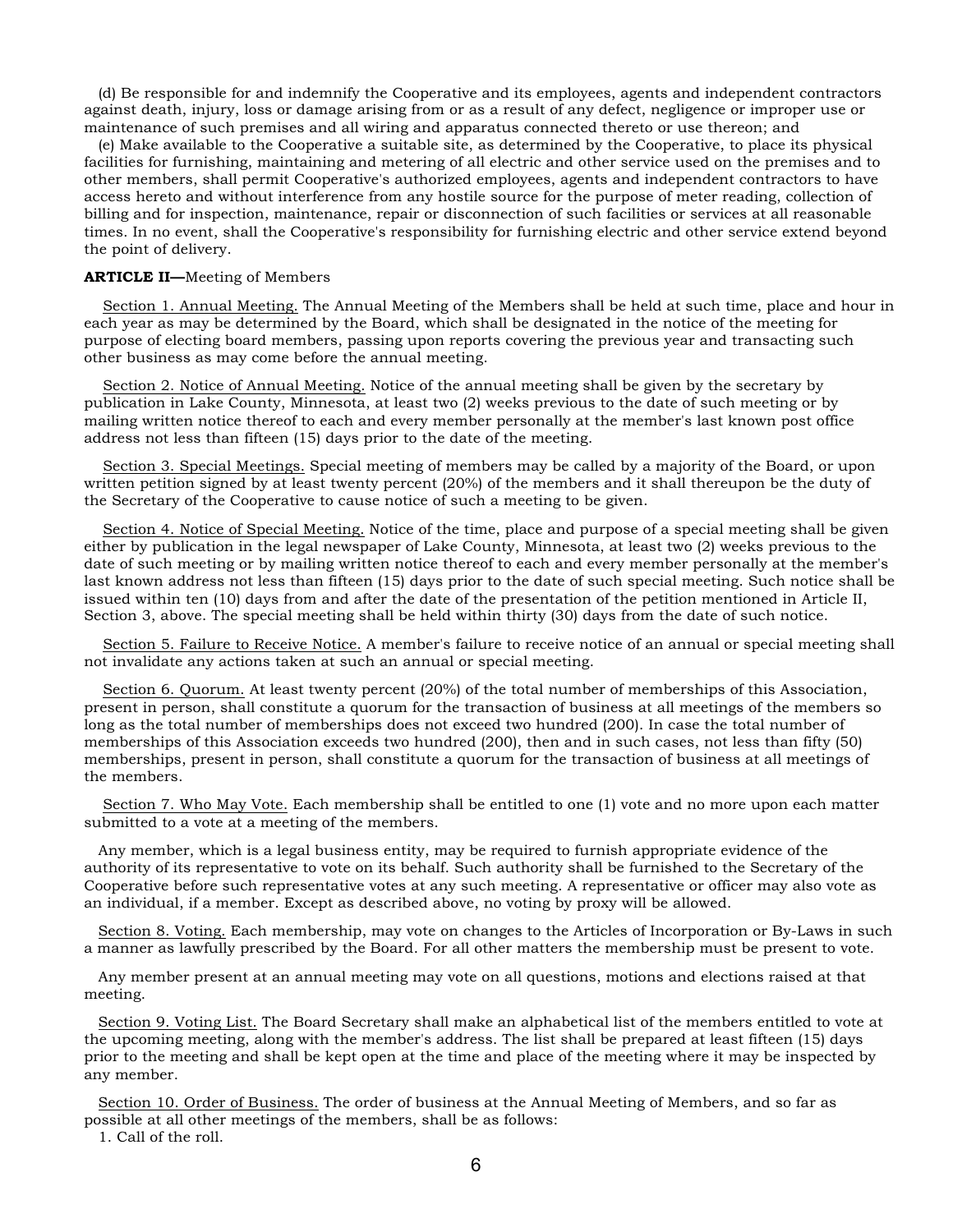(d) Be responsible for and indemnify the Cooperative and its employees, agents and independent contractors against death, injury, loss or damage arising from or as a result of any defect, negligence or improper use or maintenance of such premises and all wiring and apparatus connected thereto or use thereon; and

(e) Make available to the Cooperative a suitable site, as determined by the Cooperative, to place its physical facilities for furnishing, maintaining and metering of all electric and other service used on the premises and to other members, shall permit Cooperative's authorized employees, agents and independent contractors to have access hereto and without interference from any hostile source for the purpose of meter reading, collection of billing and for inspection, maintenance, repair or disconnection of such facilities or services at all reasonable times. In no event, shall the Cooperative's responsibility for furnishing electric and other service extend beyond the point of delivery.

**ARTICLE II—**Meeting of Members

Section 1. Annual Meeting. The Annual Meeting of the Members shall be held at such time, place and hour in each year as may be determined by the Board, which shall be designated in the notice of the meeting for purpose of electing board members, passing upon reports covering the previous year and transacting such other business as may come before the annual meeting.

Section 2. Notice of Annual Meeting. Notice of the annual meeting shall be given by the secretary by publication in Lake County, Minnesota, at least two (2) weeks previous to the date of such meeting or by mailing written notice thereof to each and every member personally at the member's last known post office address not less than fifteen (15) days prior to the date of the meeting.

Section 3. Special Meetings. Special meeting of members may be called by a majority of the Board, or upon written petition signed by at least twenty percent (20%) of the members and it shall thereupon be the duty of the Secretary of the Cooperative to cause notice of such a meeting to be given.

Section 4. Notice of Special Meeting. Notice of the time, place and purpose of a special meeting shall be given either by publication in the legal newspaper of Lake County, Minnesota, at least two (2) weeks previous to the date of such meeting or by mailing written notice thereof to each and every member personally at the member's last known address not less than fifteen (15) days prior to the date of such special meeting. Such notice shall be issued within ten (10) days from and after the date of the presentation of the petition mentioned in Article II, Section 3, above. The special meeting shall be held within thirty (30) days from the date of such notice.

Section 5. Failure to Receive Notice. A member's failure to receive notice of an annual or special meeting shall not invalidate any actions taken at such an annual or special meeting.

Section 6. Quorum. At least twenty percent (20%) of the total number of memberships of this Association, present in person, shall constitute a quorum for the transaction of business at all meetings of the members so long as the total number of memberships does not exceed two hundred (200). In case the total number of memberships of this Association exceeds two hundred (200), then and in such cases, not less than fifty (50) memberships, present in person, shall constitute a quorum for the transaction of business at all meetings of the members.

Section 7. Who May Vote. Each membership shall be entitled to one (1) vote and no more upon each matter submitted to a vote at a meeting of the members.

Any member, which is a legal business entity, may be required to furnish appropriate evidence of the authority of its representative to vote on its behalf. Such authority shall be furnished to the Secretary of the Cooperative before such representative votes at any such meeting. A representative or officer may also vote as an individual, if a member. Except as described above, no voting by proxy will be allowed.

Section 8. Voting. Each membership, may vote on changes to the Articles of Incorporation or By-Laws in such a manner as lawfully prescribed by the Board. For all other matters the membership must be present to vote.

Any member present at an annual meeting may vote on all questions, motions and elections raised at that meeting.

Section 9. Voting List. The Board Secretary shall make an alphabetical list of the members entitled to vote at the upcoming meeting, along with the member's address. The list shall be prepared at least fifteen (15) days prior to the meeting and shall be kept open at the time and place of the meeting where it may be inspected by any member.

Section 10. Order of Business. The order of business at the Annual Meeting of Members, and so far as possible at all other meetings of the members, shall be as follows:

1. Call of the roll.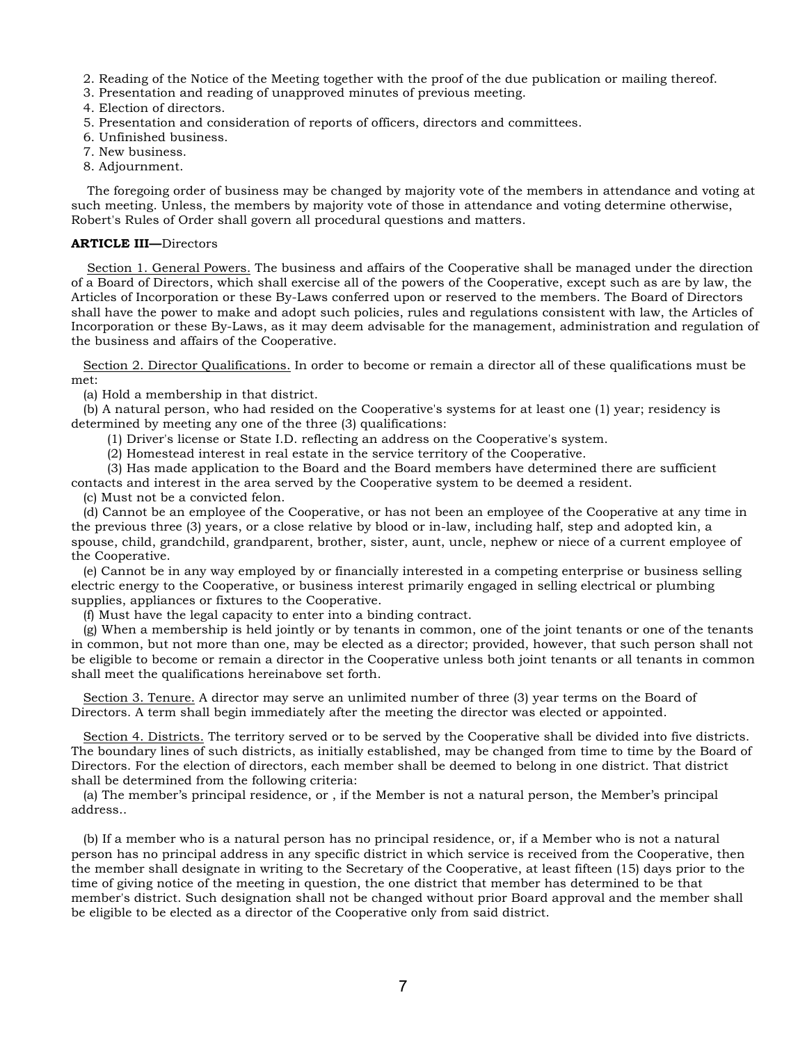2. Reading of the Notice of the Meeting together with the proof of the due publication or mailing thereof.
3. Presentation and reading of unapproved minutes of previous meeting.
4. Election of directors.
5. Presentation and consideration of reports of officers, directors and committees.
6. Unfinished business.
7. New business.
8. Adjournment.

The foregoing order of business may be changed by majority vote of the members in attendance and voting at such meeting. Unless, the members by majority vote of those in attendance and voting determine otherwise, Robert's Rules of Order shall govern all procedural questions and matters.

**ARTICLE III—**Directors

Section 1. General Powers. The business and affairs of the Cooperative shall be managed under the direction of a Board of Directors, which shall exercise all of the powers of the Cooperative, except such as are by law, the Articles of Incorporation or these By-Laws conferred upon or reserved to the members. The Board of Directors shall have the power to make and adopt such policies, rules and regulations consistent with law, the Articles of Incorporation or these By-Laws, as it may deem advisable for the management, administration and regulation of the business and affairs of the Cooperative.

Section 2. Director Qualifications. In order to become or remain a director all of these qualifications must be met:

(a) Hold a membership in that district.

(b) A natural person, who had resided on the Cooperative's systems for at least one (1) year; residency is determined by meeting any one of the three (3) qualifications:

(1) Driver's license or State I.D. reflecting an address on the Cooperative's system.

(2) Homestead interest in real estate in the service territory of the Cooperative.

(3) Has made application to the Board and the Board members have determined there are sufficient contacts and interest in the area served by the Cooperative system to be deemed a resident.

(c) Must not be a convicted felon.

(d) Cannot be an employee of the Cooperative, or has not been an employee of the Cooperative at any time in the previous three (3) years, or a close relative by blood or in-law, including half, step and adopted kin, a spouse, child, grandchild, grandparent, brother, sister, aunt, uncle, nephew or niece of a current employee of the Cooperative.

(e) Cannot be in any way employed by or financially interested in a competing enterprise or business selling electric energy to the Cooperative, or business interest primarily engaged in selling electrical or plumbing supplies, appliances or fixtures to the Cooperative.

(f) Must have the legal capacity to enter into a binding contract.

(g) When a membership is held jointly or by tenants in common, one of the joint tenants or one of the tenants in common, but not more than one, may be elected as a director; provided, however, that such person shall not be eligible to become or remain a director in the Cooperative unless both joint tenants or all tenants in common shall meet the qualifications hereinabove set forth.

Section 3. Tenure. A director may serve an unlimited number of three (3) year terms on the Board of Directors. A term shall begin immediately after the meeting the director was elected or appointed.

Section 4. Districts. The territory served or to be served by the Cooperative shall be divided into five districts. The boundary lines of such districts, as initially established, may be changed from time to time by the Board of Directors. For the election of directors, each member shall be deemed to belong in one district. That district shall be determined from the following criteria:

(a) The member's principal residence, or , if the Member is not a natural person, the Member's principal address..

(b) If a member who is a natural person has no principal residence, or, if a Member who is not a natural person has no principal address in any specific district in which service is received from the Cooperative, then the member shall designate in writing to the Secretary of the Cooperative, at least fifteen (15) days prior to the time of giving notice of the meeting in question, the one district that member has determined to be that member's district. Such designation shall not be changed without prior Board approval and the member shall be eligible to be elected as a director of the Cooperative only from said district.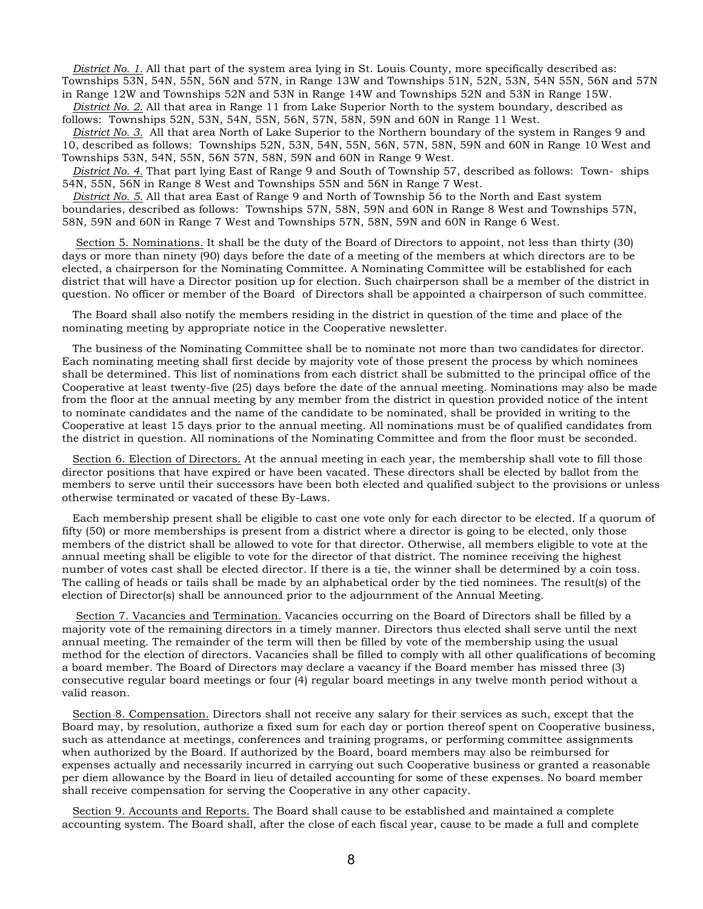*District No. 1.* All that part of the system area lying in St. Louis County, more specifically described as: Townships 53N, 54N, 55N, 56N and 57N, in Range 13W and Townships 51N, 52N, 53N, 54N 55N, 56N and 57N in Range 12W and Townships 52N and 53N in Range 14W and Townships 52N and 53N in Range 15W.

*District No. 2.* All that area in Range 11 from Lake Superior North to the system boundary, described as follows: Townships 52N, 53N, 54N, 55N, 56N, 57N, 58N, 59N and 60N in Range 11 West.

*District No. 3.* All that area North of Lake Superior to the Northern boundary of the system in Ranges 9 and 10, described as follows: Townships 52N, 53N, 54N, 55N, 56N, 57N, 58N, 59N and 60N in Range 10 West and Townships 53N, 54N, 55N, 56N 57N, 58N, 59N and 60N in Range 9 West.

*District No. 4.* That part lying East of Range 9 and South of Township 57, described as follows: Town- ships 54N, 55N, 56N in Range 8 West and Townships 55N and 56N in Range 7 West.

*District No. 5.* All that area East of Range 9 and North of Township 56 to the North and East system boundaries, described as follows: Townships 57N, 58N, 59N and 60N in Range 8 West and Townships 57N, 58N, 59N and 60N in Range 7 West and Townships 57N, 58N, 59N and 60N in Range 6 West.

Section 5. Nominations. It shall be the duty of the Board of Directors to appoint, not less than thirty (30) days or more than ninety (90) days before the date of a meeting of the members at which directors are to be elected, a chairperson for the Nominating Committee. A Nominating Committee will be established for each district that will have a Director position up for election. Such chairperson shall be a member of the district in question. No officer or member of the Board of Directors shall be appointed a chairperson of such committee.

The Board shall also notify the members residing in the district in question of the time and place of the nominating meeting by appropriate notice in the Cooperative newsletter.

The business of the Nominating Committee shall be to nominate not more than two candidates for director. Each nominating meeting shall first decide by majority vote of those present the process by which nominees shall be determined. This list of nominations from each district shall be submitted to the principal office of the Cooperative at least twenty-five (25) days before the date of the annual meeting. Nominations may also be made from the floor at the annual meeting by any member from the district in question provided notice of the intent to nominate candidates and the name of the candidate to be nominated, shall be provided in writing to the Cooperative at least 15 days prior to the annual meeting. All nominations must be of qualified candidates from the district in question. All nominations of the Nominating Committee and from the floor must be seconded.

Section 6. Election of Directors. At the annual meeting in each year, the membership shall vote to fill those director positions that have expired or have been vacated. These directors shall be elected by ballot from the members to serve until their successors have been both elected and qualified subject to the provisions or unless otherwise terminated or vacated of these By-Laws.

Each membership present shall be eligible to cast one vote only for each director to be elected. If a quorum of fifty (50) or more memberships is present from a district where a director is going to be elected, only those members of the district shall be allowed to vote for that director. Otherwise, all members eligible to vote at the annual meeting shall be eligible to vote for the director of that district. The nominee receiving the highest number of votes cast shall be elected director. If there is a tie, the winner shall be determined by a coin toss. The calling of heads or tails shall be made by an alphabetical order by the tied nominees. The result(s) of the election of Director(s) shall be announced prior to the adjournment of the Annual Meeting.

Section 7. Vacancies and Termination. Vacancies occurring on the Board of Directors shall be filled by a majority vote of the remaining directors in a timely manner. Directors thus elected shall serve until the next annual meeting. The remainder of the term will then be filled by vote of the membership using the usual method for the election of directors. Vacancies shall be filled to comply with all other qualifications of becoming a board member. The Board of Directors may declare a vacancy if the Board member has missed three (3) consecutive regular board meetings or four (4) regular board meetings in any twelve month period without a valid reason.

Section 8. Compensation. Directors shall not receive any salary for their services as such, except that the Board may, by resolution, authorize a fixed sum for each day or portion thereof spent on Cooperative business, such as attendance at meetings, conferences and training programs, or performing committee assignments when authorized by the Board. If authorized by the Board, board members may also be reimbursed for expenses actually and necessarily incurred in carrying out such Cooperative business or granted a reasonable per diem allowance by the Board in lieu of detailed accounting for some of these expenses. No board member shall receive compensation for serving the Cooperative in any other capacity.

Section 9. Accounts and Reports. The Board shall cause to be established and maintained a complete accounting system. The Board shall, after the close of each fiscal year, cause to be made a full and complete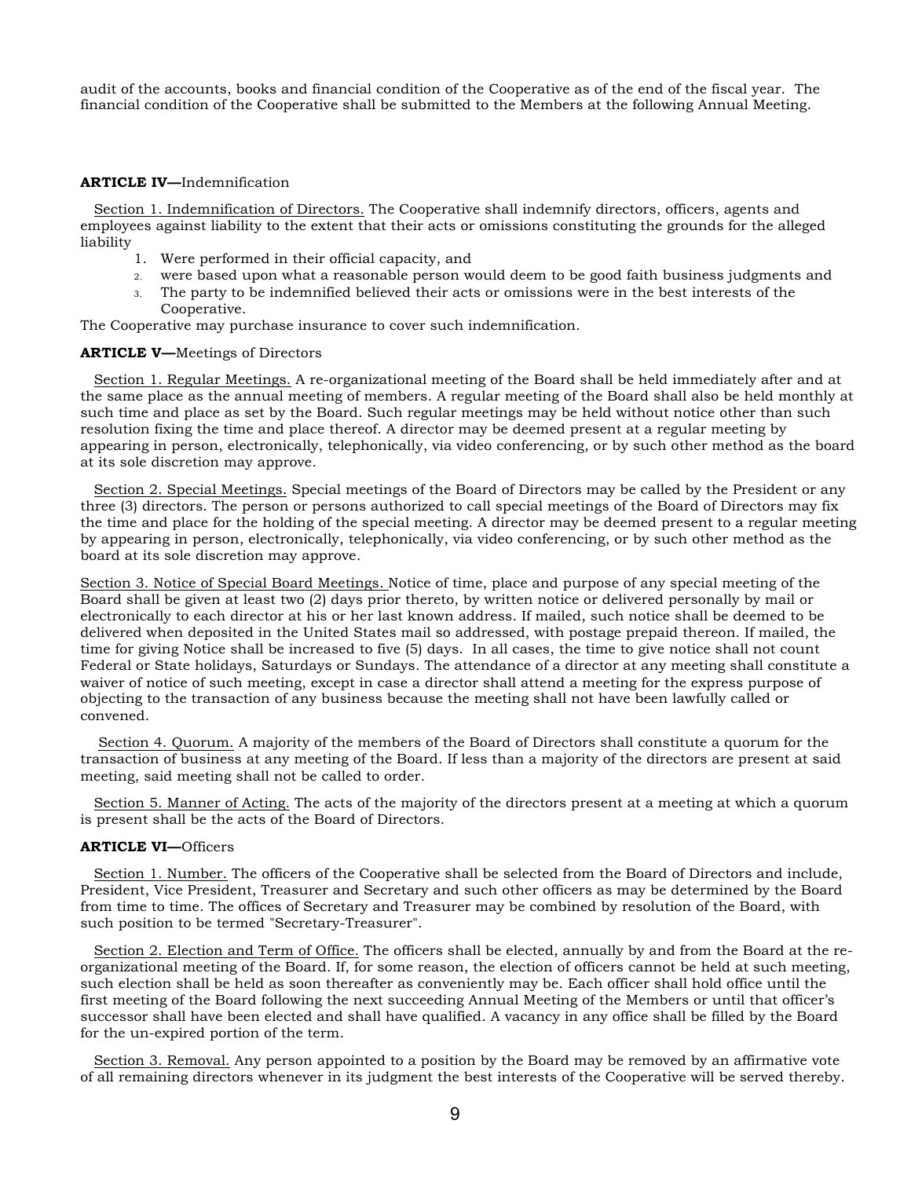audit of the accounts, books and financial condition of the Cooperative as of the end of the fiscal year. The financial condition of the Cooperative shall be submitted to the Members at the following Annual Meeting.

**ARTICLE IV—**Indemnification

Section 1. Indemnification of Directors. The Cooperative shall indemnify directors, officers, agents and employees against liability to the extent that their acts or omissions constituting the grounds for the alleged liability

1. Were performed in their official capacity, and
2. were based upon what a reasonable person would deem to be good faith business judgments and
3. The party to be indemnified believed their acts or omissions were in the best interests of the Cooperative.

The Cooperative may purchase insurance to cover such indemnification.

**ARTICLE V—**Meetings of Directors

Section 1. Regular Meetings. A re-organizational meeting of the Board shall be held immediately after and at the same place as the annual meeting of members. A regular meeting of the Board shall also be held monthly at such time and place as set by the Board. Such regular meetings may be held without notice other than such resolution fixing the time and place thereof. A director may be deemed present at a regular meeting by appearing in person, electronically, telephonically, via video conferencing, or by such other method as the board at its sole discretion may approve.

Section 2. Special Meetings. Special meetings of the Board of Directors may be called by the President or any three (3) directors. The person or persons authorized to call special meetings of the Board of Directors may fix the time and place for the holding of the special meeting. A director may be deemed present to a regular meeting by appearing in person, electronically, telephonically, via video conferencing, or by such other method as the board at its sole discretion may approve.

Section 3. Notice of Special Board Meetings. Notice of time, place and purpose of any special meeting of the Board shall be given at least two (2) days prior thereto, by written notice or delivered personally by mail or electronically to each director at his or her last known address. If mailed, such notice shall be deemed to be delivered when deposited in the United States mail so addressed, with postage prepaid thereon. If mailed, the time for giving Notice shall be increased to five (5) days. In all cases, the time to give notice shall not count Federal or State holidays, Saturdays or Sundays. The attendance of a director at any meeting shall constitute a waiver of notice of such meeting, except in case a director shall attend a meeting for the express purpose of objecting to the transaction of any business because the meeting shall not have been lawfully called or convened.

Section 4. Quorum. A majority of the members of the Board of Directors shall constitute a quorum for the transaction of business at any meeting of the Board. If less than a majority of the directors are present at said meeting, said meeting shall not be called to order.

Section 5. Manner of Acting. The acts of the majority of the directors present at a meeting at which a quorum is present shall be the acts of the Board of Directors.

**ARTICLE VI—**Officers

Section 1. Number. The officers of the Cooperative shall be selected from the Board of Directors and include, President, Vice President, Treasurer and Secretary and such other officers as may be determined by the Board from time to time. The offices of Secretary and Treasurer may be combined by resolution of the Board, with such position to be termed "Secretary-Treasurer".

Section 2. Election and Term of Office. The officers shall be elected, annually by and from the Board at the re-organizational meeting of the Board. If, for some reason, the election of officers cannot be held at such meeting, such election shall be held as soon thereafter as conveniently may be. Each officer shall hold office until the first meeting of the Board following the next succeeding Annual Meeting of the Members or until that officer's successor shall have been elected and shall have qualified. A vacancy in any office shall be filled by the Board for the un-expired portion of the term.

Section 3. Removal. Any person appointed to a position by the Board may be removed by an affirmative vote of all remaining directors whenever in its judgment the best interests of the Cooperative will be served thereby.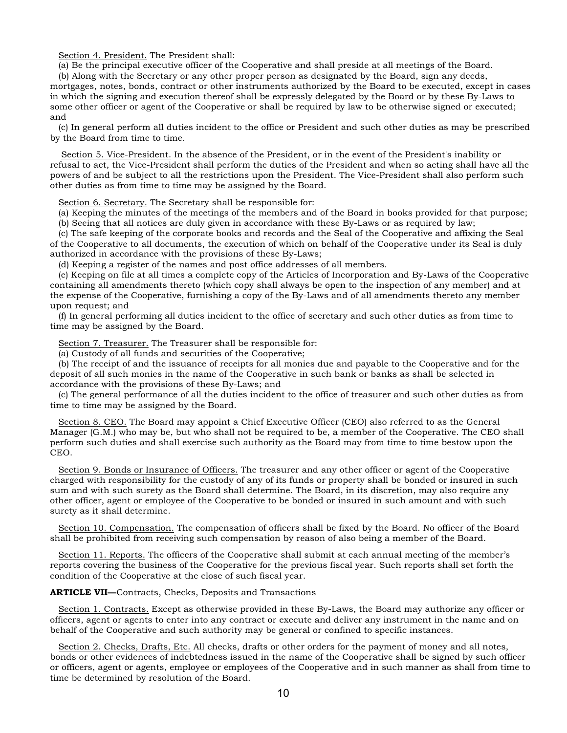<u>Section 4. President.</u> The President shall:

(a) Be the principal executive officer of the Cooperative and shall preside at all meetings of the Board.

(b) Along with the Secretary or any other proper person as designated by the Board, sign any deeds, mortgages, notes, bonds, contract or other instruments authorized by the Board to be executed, except in cases in which the signing and execution thereof shall be expressly delegated by the Board or by these By-Laws to some other officer or agent of the Cooperative or shall be required by law to be otherwise signed or executed; and

(c) In general perform all duties incident to the office or President and such other duties as may be prescribed by the Board from time to time.

<u>Section 5. Vice-President.</u> In the absence of the President, or in the event of the President's inability or refusal to act, the Vice-President shall perform the duties of the President and when so acting shall have all the powers of and be subject to all the restrictions upon the President. The Vice-President shall also perform such other duties as from time to time may be assigned by the Board.

<u>Section 6. Secretary.</u> The Secretary shall be responsible for:

(a) Keeping the minutes of the meetings of the members and of the Board in books provided for that purpose;

(b) Seeing that all notices are duly given in accordance with these By-Laws or as required by law;

(c) The safe keeping of the corporate books and records and the Seal of the Cooperative and affixing the Seal of the Cooperative to all documents, the execution of which on behalf of the Cooperative under its Seal is duly authorized in accordance with the provisions of these By-Laws;

(d) Keeping a register of the names and post office addresses of all members.

(e) Keeping on file at all times a complete copy of the Articles of Incorporation and By-Laws of the Cooperative containing all amendments thereto (which copy shall always be open to the inspection of any member) and at the expense of the Cooperative, furnishing a copy of the By-Laws and of all amendments thereto any member upon request; and

(f) In general performing all duties incident to the office of secretary and such other duties as from time to time may be assigned by the Board.

<u>Section 7. Treasurer.</u> The Treasurer shall be responsible for:

(a) Custody of all funds and securities of the Cooperative;

(b) The receipt of and the issuance of receipts for all monies due and payable to the Cooperative and for the deposit of all such monies in the name of the Cooperative in such bank or banks as shall be selected in accordance with the provisions of these By-Laws; and

(c) The general performance of all the duties incident to the office of treasurer and such other duties as from time to time may be assigned by the Board.

<u>Section 8. CEO.</u> The Board may appoint a Chief Executive Officer (CEO) also referred to as the General Manager (G.M.) who may be, but who shall not be required to be, a member of the Cooperative. The CEO shall perform such duties and shall exercise such authority as the Board may from time to time bestow upon the CEO.

<u>Section 9. Bonds or Insurance of Officers.</u> The treasurer and any other officer or agent of the Cooperative charged with responsibility for the custody of any of its funds or property shall be bonded or insured in such sum and with such surety as the Board shall determine. The Board, in its discretion, may also require any other officer, agent or employee of the Cooperative to be bonded or insured in such amount and with such surety as it shall determine.

<u>Section 10. Compensation.</u> The compensation of officers shall be fixed by the Board. No officer of the Board shall be prohibited from receiving such compensation by reason of also being a member of the Board.

<u>Section 11. Reports.</u> The officers of the Cooperative shall submit at each annual meeting of the member's reports covering the business of the Cooperative for the previous fiscal year. Such reports shall set forth the condition of the Cooperative at the close of such fiscal year.

**ARTICLE VII—**Contracts, Checks, Deposits and Transactions

<u>Section 1. Contracts.</u> Except as otherwise provided in these By-Laws, the Board may authorize any officer or officers, agent or agents to enter into any contract or execute and deliver any instrument in the name and on behalf of the Cooperative and such authority may be general or confined to specific instances.

<u>Section 2. Checks, Drafts, Etc.</u> All checks, drafts or other orders for the payment of money and all notes, bonds or other evidences of indebtedness issued in the name of the Cooperative shall be signed by such officer or officers, agent or agents, employee or employees of the Cooperative and in such manner as shall from time to time be determined by resolution of the Board.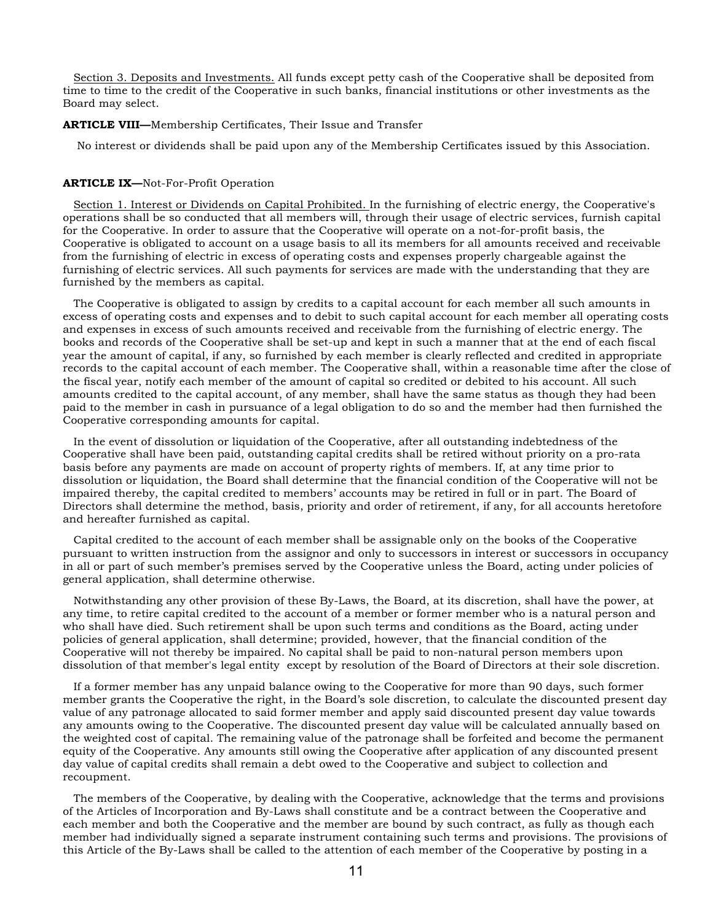Section 3. Deposits and Investments. All funds except petty cash of the Cooperative shall be deposited from time to time to the credit of the Cooperative in such banks, financial institutions or other investments as the Board may select.

**ARTICLE VIII—**Membership Certificates, Their Issue and Transfer

No interest or dividends shall be paid upon any of the Membership Certificates issued by this Association.

**ARTICLE IX—**Not-For-Profit Operation

Section 1. Interest or Dividends on Capital Prohibited. In the furnishing of electric energy, the Cooperative's operations shall be so conducted that all members will, through their usage of electric services, furnish capital for the Cooperative. In order to assure that the Cooperative will operate on a not-for-profit basis, the Cooperative is obligated to account on a usage basis to all its members for all amounts received and receivable from the furnishing of electric in excess of operating costs and expenses properly chargeable against the furnishing of electric services. All such payments for services are made with the understanding that they are furnished by the members as capital.

The Cooperative is obligated to assign by credits to a capital account for each member all such amounts in excess of operating costs and expenses and to debit to such capital account for each member all operating costs and expenses in excess of such amounts received and receivable from the furnishing of electric energy. The books and records of the Cooperative shall be set-up and kept in such a manner that at the end of each fiscal year the amount of capital, if any, so furnished by each member is clearly reflected and credited in appropriate records to the capital account of each member. The Cooperative shall, within a reasonable time after the close of the fiscal year, notify each member of the amount of capital so credited or debited to his account. All such amounts credited to the capital account, of any member, shall have the same status as though they had been paid to the member in cash in pursuance of a legal obligation to do so and the member had then furnished the Cooperative corresponding amounts for capital.

In the event of dissolution or liquidation of the Cooperative, after all outstanding indebtedness of the Cooperative shall have been paid, outstanding capital credits shall be retired without priority on a pro-rata basis before any payments are made on account of property rights of members. If, at any time prior to dissolution or liquidation, the Board shall determine that the financial condition of the Cooperative will not be impaired thereby, the capital credited to members' accounts may be retired in full or in part. The Board of Directors shall determine the method, basis, priority and order of retirement, if any, for all accounts heretofore and hereafter furnished as capital.

Capital credited to the account of each member shall be assignable only on the books of the Cooperative pursuant to written instruction from the assignor and only to successors in interest or successors in occupancy in all or part of such member's premises served by the Cooperative unless the Board, acting under policies of general application, shall determine otherwise.

Notwithstanding any other provision of these By-Laws, the Board, at its discretion, shall have the power, at any time, to retire capital credited to the account of a member or former member who is a natural person and who shall have died. Such retirement shall be upon such terms and conditions as the Board, acting under policies of general application, shall determine; provided, however, that the financial condition of the Cooperative will not thereby be impaired. No capital shall be paid to non-natural person members upon dissolution of that member's legal entity except by resolution of the Board of Directors at their sole discretion.

If a former member has any unpaid balance owing to the Cooperative for more than 90 days, such former member grants the Cooperative the right, in the Board's sole discretion, to calculate the discounted present day value of any patronage allocated to said former member and apply said discounted present day value towards any amounts owing to the Cooperative. The discounted present day value will be calculated annually based on the weighted cost of capital. The remaining value of the patronage shall be forfeited and become the permanent equity of the Cooperative. Any amounts still owing the Cooperative after application of any discounted present day value of capital credits shall remain a debt owed to the Cooperative and subject to collection and recoupment.

The members of the Cooperative, by dealing with the Cooperative, acknowledge that the terms and provisions of the Articles of Incorporation and By-Laws shall constitute and be a contract between the Cooperative and each member and both the Cooperative and the member are bound by such contract, as fully as though each member had individually signed a separate instrument containing such terms and provisions. The provisions of this Article of the By-Laws shall be called to the attention of each member of the Cooperative by posting in a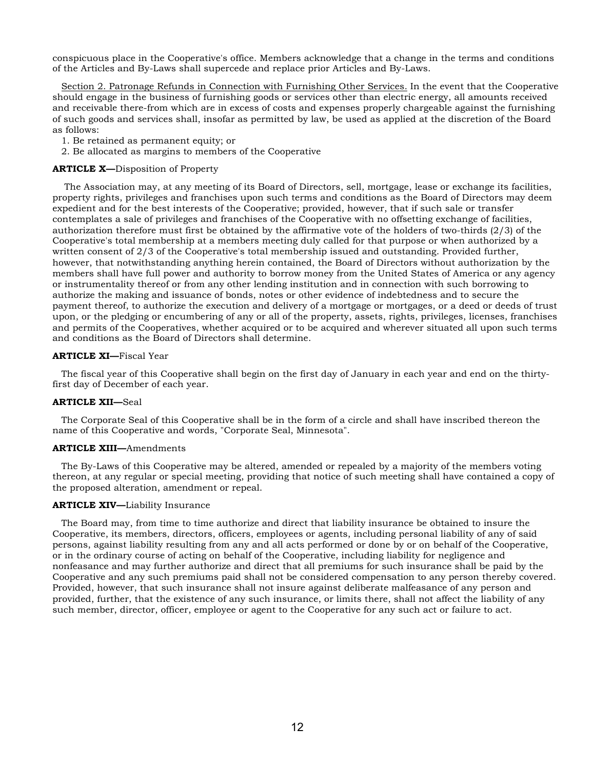conspicuous place in the Cooperative's office. Members acknowledge that a change in the terms and conditions of the Articles and By-Laws shall supercede and replace prior Articles and By-Laws.

Section 2. Patronage Refunds in Connection with Furnishing Other Services. In the event that the Cooperative should engage in the business of furnishing goods or services other than electric energy, all amounts received and receivable there-from which are in excess of costs and expenses properly chargeable against the furnishing of such goods and services shall, insofar as permitted by law, be used as applied at the discretion of the Board as follows:

1. Be retained as permanent equity; or
2. Be allocated as margins to members of the Cooperative

**ARTICLE X—**Disposition of Property

The Association may, at any meeting of its Board of Directors, sell, mortgage, lease or exchange its facilities, property rights, privileges and franchises upon such terms and conditions as the Board of Directors may deem expedient and for the best interests of the Cooperative; provided, however, that if such sale or transfer contemplates a sale of privileges and franchises of the Cooperative with no offsetting exchange of facilities, authorization therefore must first be obtained by the affirmative vote of the holders of two-thirds (2/3) of the Cooperative's total membership at a members meeting duly called for that purpose or when authorized by a written consent of 2/3 of the Cooperative's total membership issued and outstanding. Provided further, however, that notwithstanding anything herein contained, the Board of Directors without authorization by the members shall have full power and authority to borrow money from the United States of America or any agency or instrumentality thereof or from any other lending institution and in connection with such borrowing to authorize the making and issuance of bonds, notes or other evidence of indebtedness and to secure the payment thereof, to authorize the execution and delivery of a mortgage or mortgages, or a deed or deeds of trust upon, or the pledging or encumbering of any or all of the property, assets, rights, privileges, licenses, franchises and permits of the Cooperatives, whether acquired or to be acquired and wherever situated all upon such terms and conditions as the Board of Directors shall determine.

**ARTICLE XI—**Fiscal Year

The fiscal year of this Cooperative shall begin on the first day of January in each year and end on the thirty-first day of December of each year.

**ARTICLE XII—**Seal

The Corporate Seal of this Cooperative shall be in the form of a circle and shall have inscribed thereon the name of this Cooperative and words, "Corporate Seal, Minnesota".

**ARTICLE XIII—**Amendments

The By-Laws of this Cooperative may be altered, amended or repealed by a majority of the members voting thereon, at any regular or special meeting, providing that notice of such meeting shall have contained a copy of the proposed alteration, amendment or repeal.

**ARTICLE XIV—**Liability Insurance

The Board may, from time to time authorize and direct that liability insurance be obtained to insure the Cooperative, its members, directors, officers, employees or agents, including personal liability of any of said persons, against liability resulting from any and all acts performed or done by or on behalf of the Cooperative, or in the ordinary course of acting on behalf of the Cooperative, including liability for negligence and nonfeasance and may further authorize and direct that all premiums for such insurance shall be paid by the Cooperative and any such premiums paid shall not be considered compensation to any person thereby covered. Provided, however, that such insurance shall not insure against deliberate malfeasance of any person and provided, further, that the existence of any such insurance, or limits there, shall not affect the liability of any such member, director, officer, employee or agent to the Cooperative for any such act or failure to act.